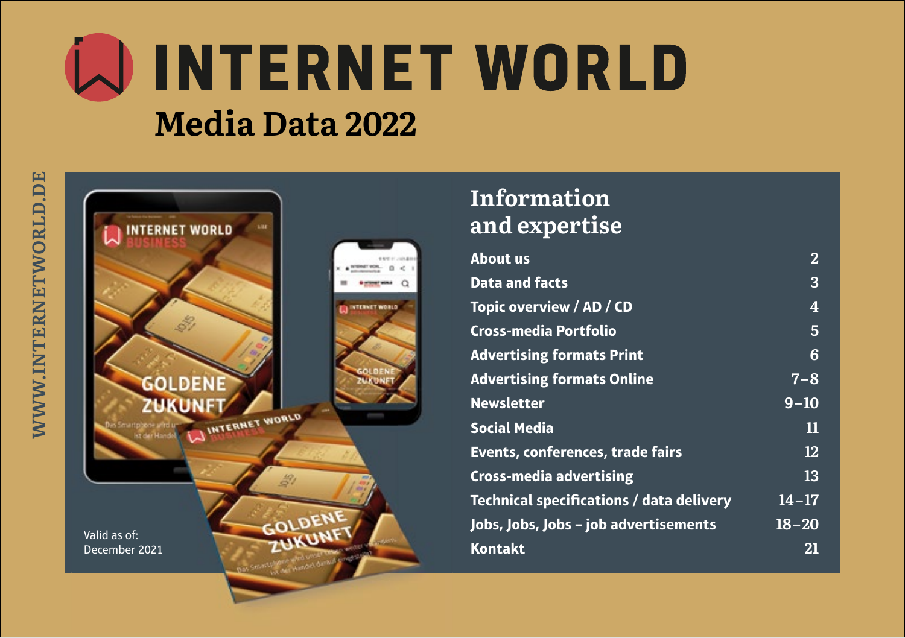# INTERNET WORLD

## Media Data 2022

WWW.INTERNETWORLD.DE

Valid as of:
December 2021

## Information and expertise

| | |
|---|---|
| **About us** | 2 |
| **Data and facts** | 3 |
| **Topic overview / AD / CD** | 4 |
| **Cross-media Portfolio** | 5 |
| **Advertising formats Print** | 6 |
| **Advertising formats Online** | 7–8 |
| **Newsletter** | 9–10 |
| **Social Media** | 11 |
| **Events, conferences, trade fairs** | 12 |
| **Cross-media advertising** | 13 |
| **Technical specifications / data delivery** | 14–17 |
| **Jobs, Jobs, Jobs – job advertisements** | 18–20 |
| **Kontakt** | 21 |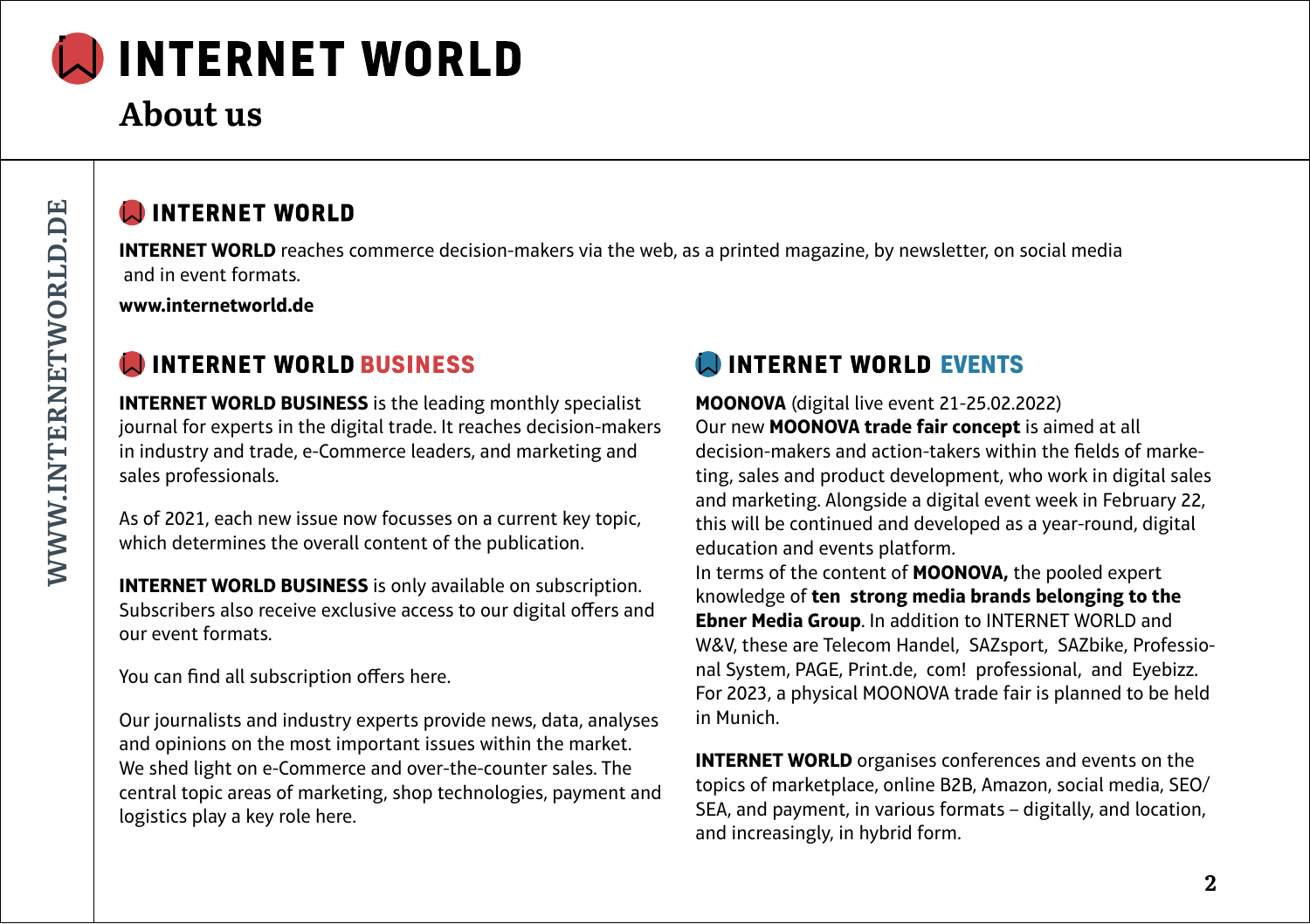# INTERNET WORLD

## About us

### INTERNET WORLD

**INTERNET WORLD** reaches commerce decision-makers via the web, as a printed magazine, by newsletter, on social media and in event formats.

**www.internetworld.de**

### INTERNET WORLD BUSINESS

**INTERNET WORLD BUSINESS** is the leading monthly specialist journal for experts in the digital trade. It reaches decision-makers in industry and trade, e-Commerce leaders, and marketing and sales professionals.

As of 2021, each new issue now focusses on a current key topic, which determines the overall content of the publication.

**INTERNET WORLD BUSINESS** is only available on subscription. Subscribers also receive exclusive access to our digital offers and our event formats.

You can find all subscription offers here.

Our journalists and industry experts provide news, data, analyses and opinions on the most important issues within the market. We shed light on e-Commerce and over-the-counter sales. The central topic areas of marketing, shop technologies, payment and logistics play a key role here.

### INTERNET WORLD EVENTS

**MOONOVA** (digital live event 21-25.02.2022)
Our new **MOONOVA trade fair concept** is aimed at all decision-makers and action-takers within the fields of marketing, sales and product development, who work in digital sales and marketing. Alongside a digital event week in February 22, this will be continued and developed as a year-round, digital education and events platform.
In terms of the content of **MOONOVA,** the pooled expert knowledge of **ten strong media brands belonging to the Ebner Media Group**. In addition to INTERNET WORLD and W&V, these are Telecom Handel, SAZsport, SAZbike, Professional System, PAGE, Print.de, com! professional, and Eyebizz. For 2023, a physical MOONOVA trade fair is planned to be held in Munich.

**INTERNET WORLD** organises conferences and events on the topics of marketplace, online B2B, Amazon, social media, SEO/SEA, and payment, in various formats – digitally, and location, and increasingly, in hybrid form.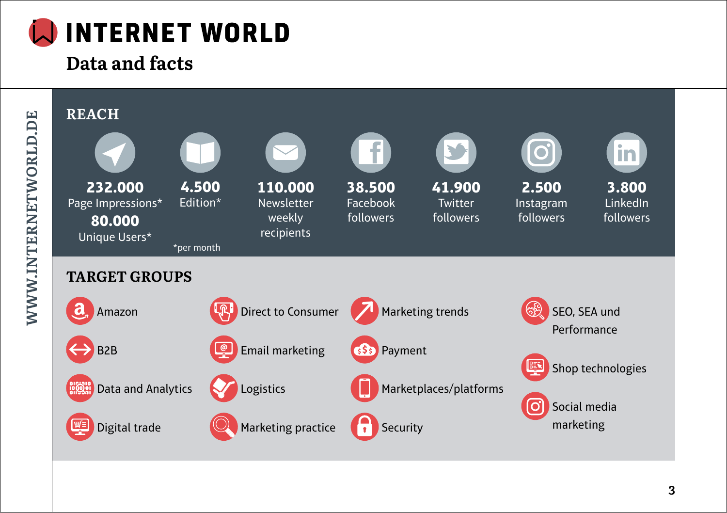# INTERNET WORLD

## Data and facts

WWW.INTERNETWORLD.DE

### REACH

- **232.000** Page Impressions*
- **80.000** Unique Users*
- **4.500** Edition*
- **110.000** Newsletter weekly recipients
- **38.500** Facebook followers
- **41.900** Twitter followers
- **2.500** Instagram followers
- **3.800** LinkedIn followers

*per month

### TARGET GROUPS

- Amazon
- B2B
- Data and Analytics
- Digital trade
- Direct to Consumer
- Email marketing
- Logistics
- Marketing practice
- Marketing trends
- Payment
- Marketplaces/platforms
- Security
- SEO, SEA und Performance
- Shop technologies
- Social media marketing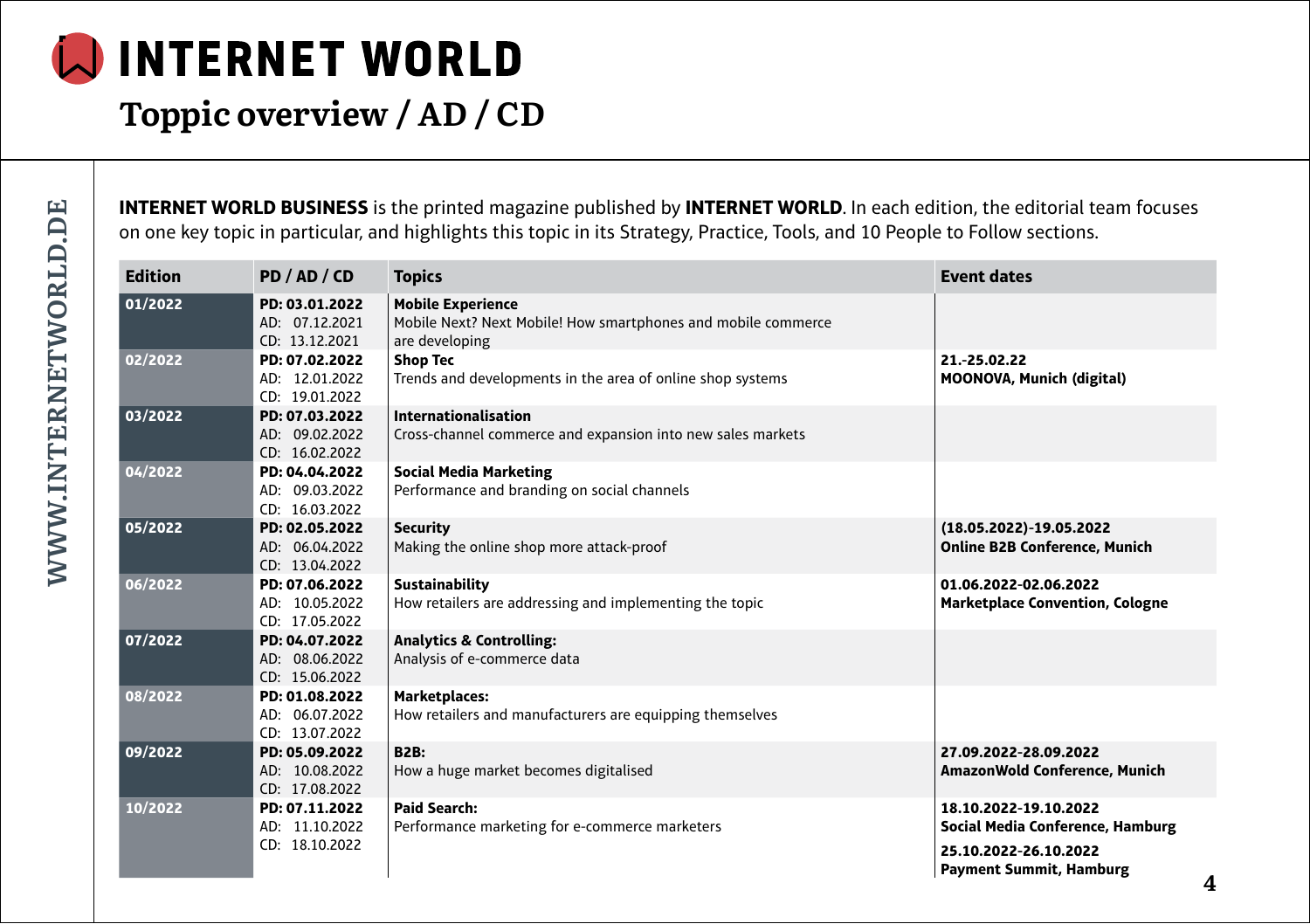# INTERNET WORLD

## Toppic overview / AD / CD

**INTERNET WORLD BUSINESS** is the printed magazine published by **INTERNET WORLD**. In each edition, the editorial team focuses on one key topic in particular, and highlights this topic in its Strategy, Practice, Tools, and 10 People to Follow sections.

| Edition | PD / AD / CD | Topics | Event dates |
|---|---|---|---|
| 01/2022 | **PD: 03.01.2022**<br>AD: 07.12.2021<br>CD: 13.12.2021 | **Mobile Experience**<br>Mobile Next? Next Mobile! How smartphones and mobile commerce are developing | |
| 02/2022 | **PD: 07.02.2022**<br>AD: 12.01.2022<br>CD: 19.01.2022 | **Shop Tec**<br>Trends and developments in the area of online shop systems | **21.-25.02.22**<br>**MOONOVA, Munich (digital)** |
| 03/2022 | **PD: 07.03.2022**<br>AD: 09.02.2022<br>CD: 16.02.2022 | **Internationalisation**<br>Cross-channel commerce and expansion into new sales markets | |
| 04/2022 | **PD: 04.04.2022**<br>AD: 09.03.2022<br>CD: 16.03.2022 | **Social Media Marketing**<br>Performance and branding on social channels | |
| 05/2022 | **PD: 02.05.2022**<br>AD: 06.04.2022<br>CD: 13.04.2022 | **Security**<br>Making the online shop more attack-proof | **(18.05.2022)-19.05.2022**<br>**Online B2B Conference, Munich** |
| 06/2022 | **PD: 07.06.2022**<br>AD: 10.05.2022<br>CD: 17.05.2022 | **Sustainability**<br>How retailers are addressing and implementing the topic | **01.06.2022-02.06.2022**<br>**Marketplace Convention, Cologne** |
| 07/2022 | **PD: 04.07.2022**<br>AD: 08.06.2022<br>CD: 15.06.2022 | **Analytics & Controlling:**<br>Analysis of e-commerce data | |
| 08/2022 | **PD: 01.08.2022**<br>AD: 06.07.2022<br>CD: 13.07.2022 | **Marketplaces:**<br>How retailers and manufacturers are equipping themselves | |
| 09/2022 | **PD: 05.09.2022**<br>AD: 10.08.2022<br>CD: 17.08.2022 | **B2B:**<br>How a huge market becomes digitalised | **27.09.2022-28.09.2022**<br>**AmazonWold Conference, Munich** |
| 10/2022 | **PD: 07.11.2022**<br>AD: 11.10.2022<br>CD: 18.10.2022 | **Paid Search:**<br>Performance marketing for e-commerce marketers | **18.10.2022-19.10.2022**<br>**Social Media Conference, Hamburg**<br>**25.10.2022-26.10.2022**<br>**Payment Summit, Hamburg** |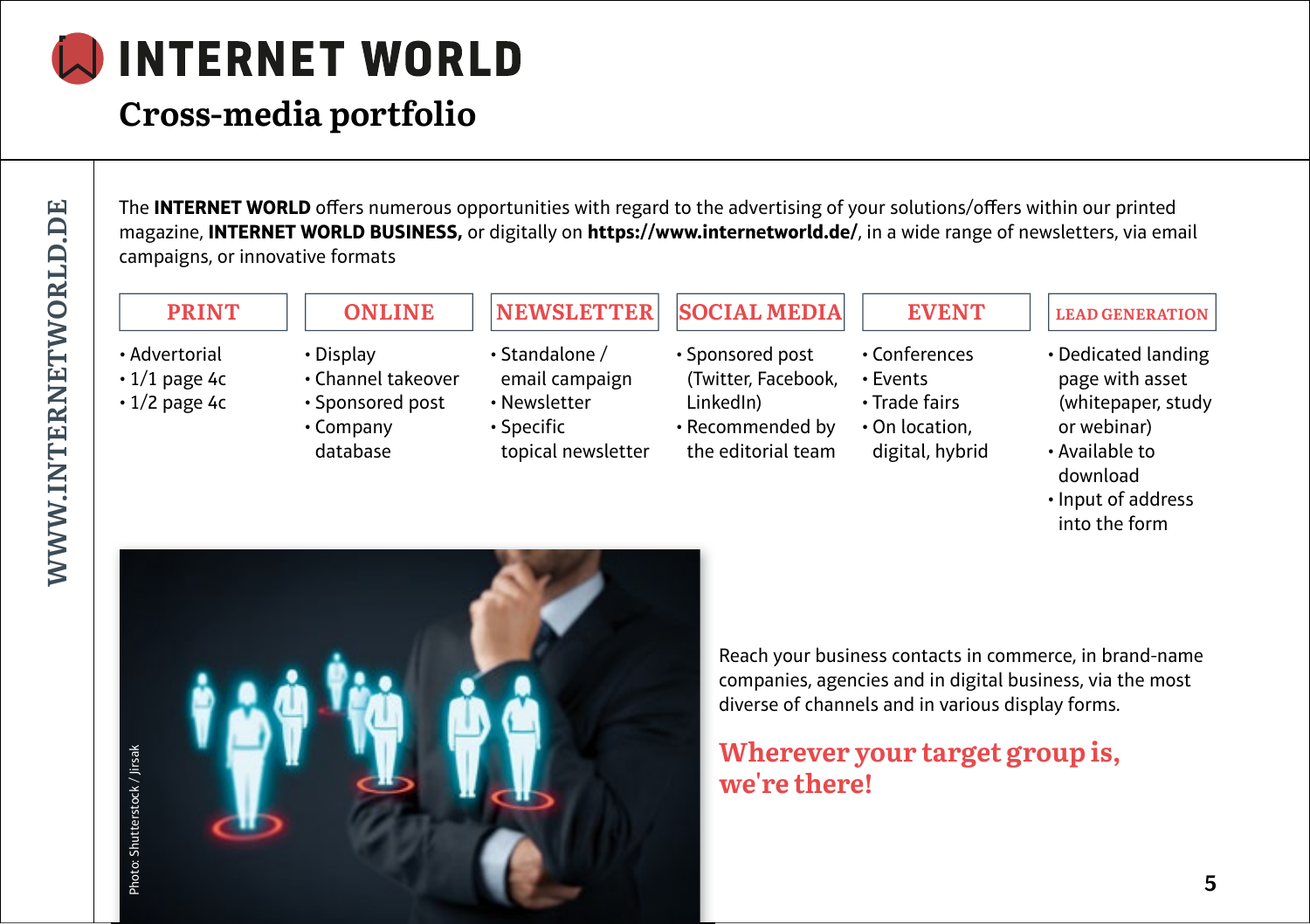# INTERNET WORLD

## Cross-media portfolio

The **INTERNET WORLD** offers numerous opportunities with regard to the advertising of your solutions/offers within our printed magazine, **INTERNET WORLD BUSINESS,** or digitally on **https://www.internetworld.de/**, in a wide range of newsletters, via email campaigns, or innovative formats

### PRINT

- Advertorial
- 1/1 page 4c
- 1/2 page 4c

### ONLINE

- Display
- Channel takeover
- Sponsored post
- Company database

### NEWSLETTER

- Standalone / email campaign
- Newsletter
- Specific topical newsletter

### SOCIAL MEDIA

- Sponsored post (Twitter, Facebook, LinkedIn)
- Recommended by the editorial team

### EVENT

- Conferences
- Events
- Trade fairs
- On location, digital, hybrid

### LEAD GENERATION

- Dedicated landing page with asset (whitepaper, study or webinar)
- Available to download
- Input of address into the form

Photo: Shutterstock / Jirsak

Reach your business contacts in commerce, in brand-name companies, agencies and in digital business, via the most diverse of channels and in various display forms.

**Wherever your target group is, we're there!**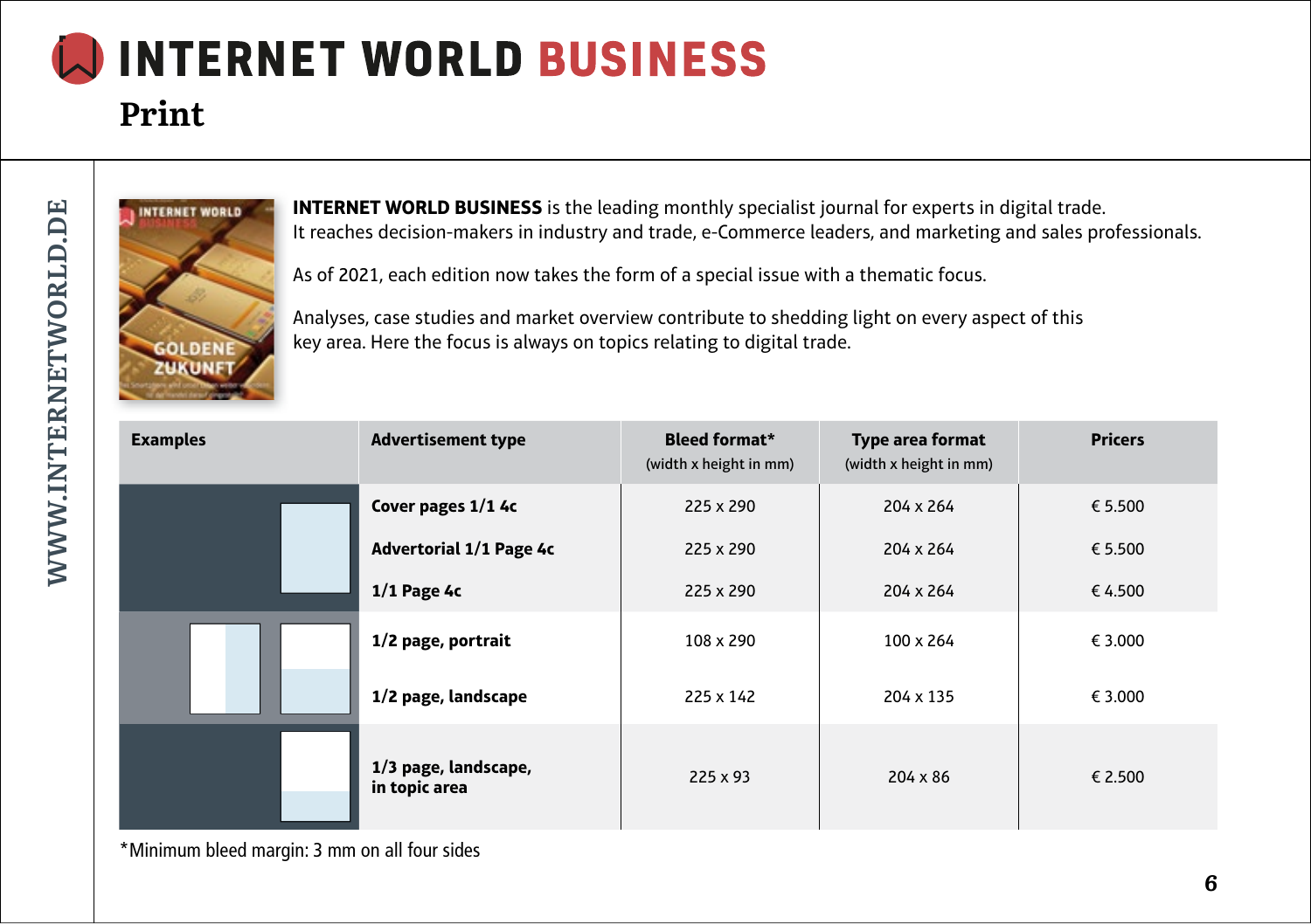# INTERNET WORLD BUSINESS

## Print

**INTERNET WORLD BUSINESS** is the leading monthly specialist journal for experts in digital trade. It reaches decision-makers in industry and trade, e-Commerce leaders, and marketing and sales professionals.

As of 2021, each edition now takes the form of a special issue with a thematic focus.

Analyses, case studies and market overview contribute to shedding light on every aspect of this key area. Here the focus is always on topics relating to digital trade.

| Examples | Advertisement type | Bleed format* (width x height in mm) | Type area format (width x height in mm) | Pricers |
|---|---|---|---|---|
| | **Cover pages 1/1 4c** | 225 x 290 | 204 x 264 | € 5.500 |
| | **Advertorial 1/1 Page 4c** | 225 x 290 | 204 x 264 | € 5.500 |
| | **1/1 Page 4c** | 225 x 290 | 204 x 264 | € 4.500 |
| | **1/2 page, portrait** | 108 x 290 | 100 x 264 | € 3.000 |
| | **1/2 page, landscape** | 225 x 142 | 204 x 135 | € 3.000 |
| | **1/3 page, landscape, in topic area** | 225 x 93 | 204 x 86 | € 2.500 |

*Minimum bleed margin: 3 mm on all four sides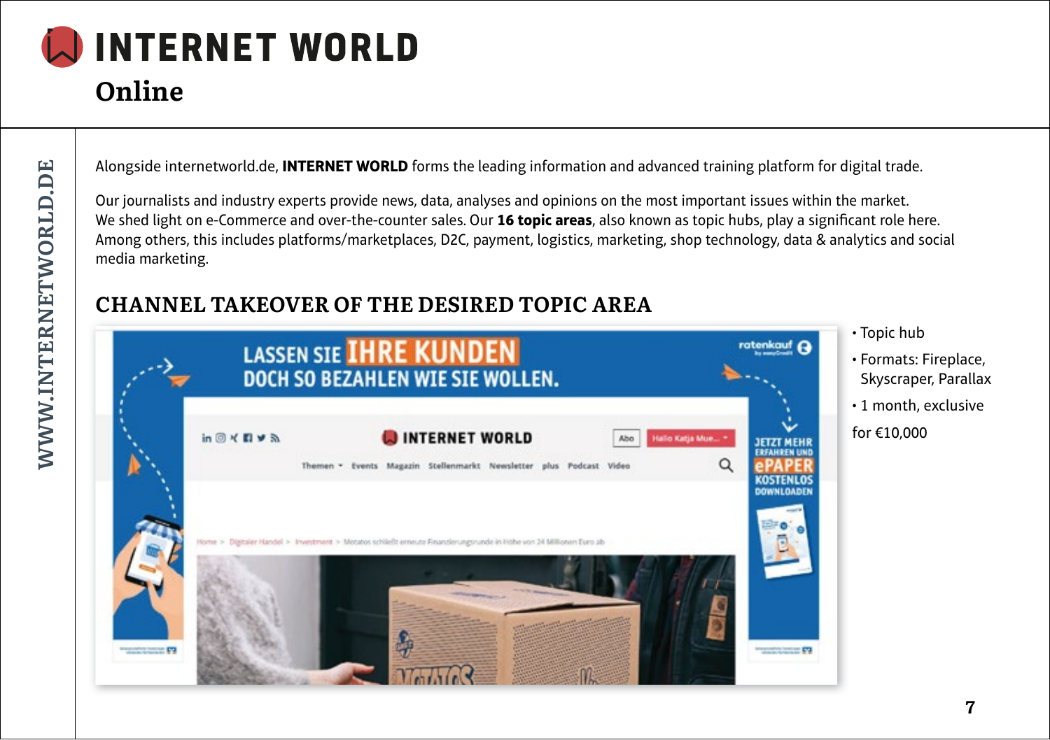# INTERNET WORLD

## Online

Alongside internetworld.de, **INTERNET WORLD** forms the leading information and advanced training platform for digital trade.

Our journalists and industry experts provide news, data, analyses and opinions on the most important issues within the market. We shed light on e-Commerce and over-the-counter sales. Our **16 topic areas**, also known as topic hubs, play a significant role here. Among others, this includes platforms/marketplaces, D2C, payment, logistics, marketing, shop technology, data & analytics and social media marketing.

### CHANNEL TAKEOVER OF THE DESIRED TOPIC AREA

- Topic hub
- Formats: Fireplace, Skyscraper, Parallax
- 1 month, exclusive

for €10,000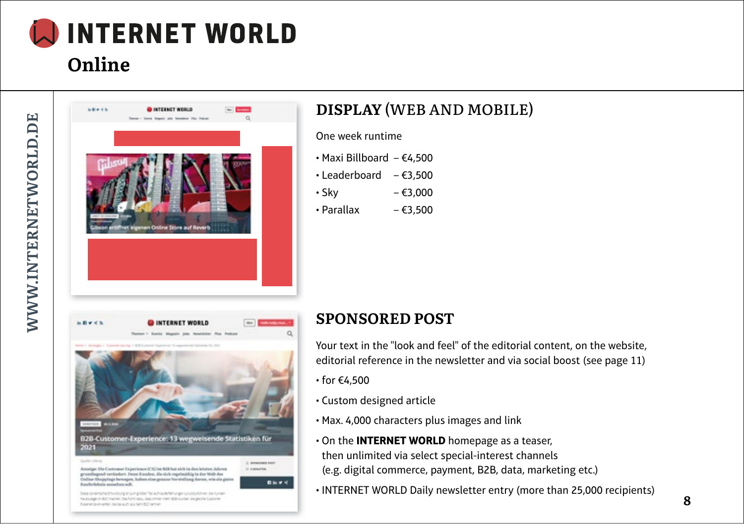# INTERNET WORLD

## Online

WWW.INTERNETWORLD.DE

## DISPLAY (WEB AND MOBILE)

One week runtime

- Maxi Billboard – €4,500
- Leaderboard – €3,500
- Sky – €3,000
- Parallax – €3,500

## SPONSORED POST

Your text in the "look and feel" of the editorial content, on the website, editorial reference in the newsletter and via social boost (see page 11)

- for €4,500
- Custom designed article
- Max. 4,000 characters plus images and link
- On the **INTERNET WORLD** homepage as a teaser, then unlimited via select special-interest channels (e.g. digital commerce, payment, B2B, data, marketing etc.)
- INTERNET WORLD Daily newsletter entry (more than 25,000 recipients)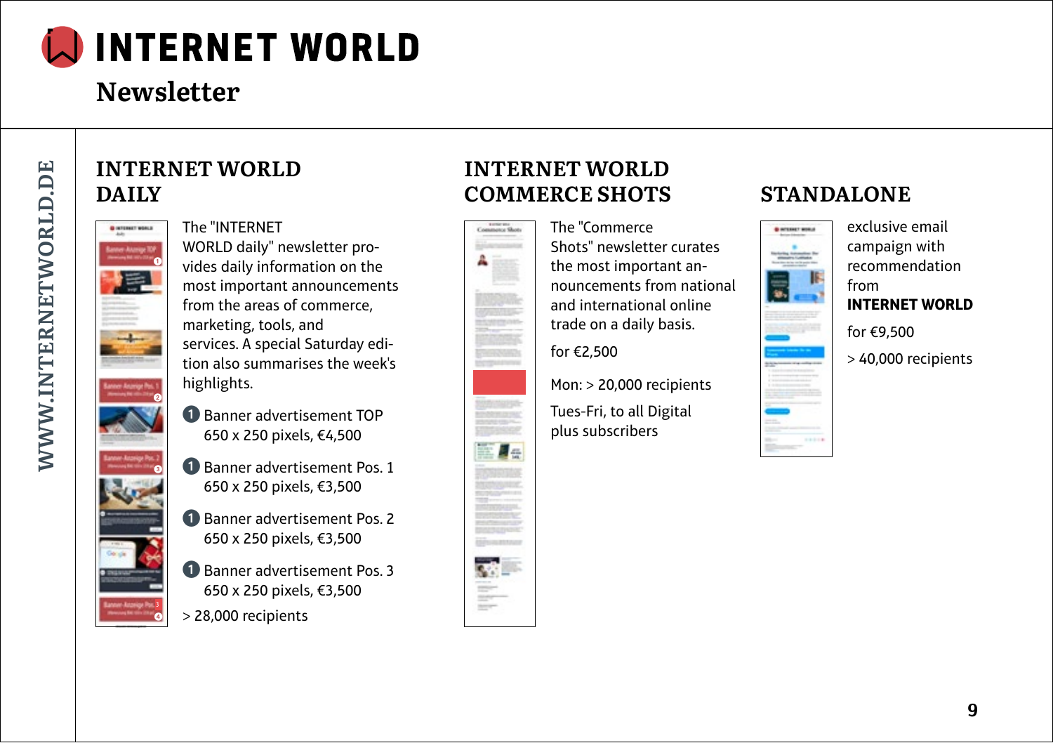# INTERNET WORLD

## Newsletter

WWW.INTERNETWORLD.DE

### INTERNET WORLD DAILY

The "INTERNET WORLD daily" newsletter provides daily information on the most important announcements from the areas of commerce, marketing, tools, and services. A special Saturday edition also summarises the week's highlights.

1. Banner advertisement TOP 650 x 250 pixels, €4,500
1. Banner advertisement Pos. 1 650 x 250 pixels, €3,500
1. Banner advertisement Pos. 2 650 x 250 pixels, €3,500
1. Banner advertisement Pos. 3 650 x 250 pixels, €3,500

> 28,000 recipients

### INTERNET WORLD COMMERCE SHOTS

The "Commerce Shots" newsletter curates the most important announcements from national and international online trade on a daily basis.

for €2,500

Mon: > 20,000 recipients

Tues-Fri, to all Digital plus subscribers

### STANDALONE

exclusive email campaign with recommendation from **INTERNET WORLD**

for €9,500

> 40,000 recipients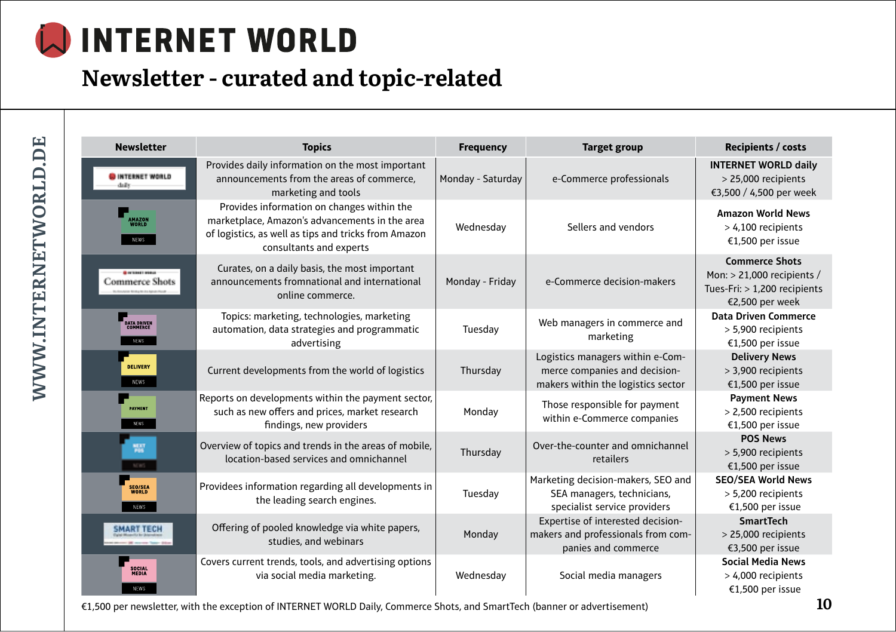# INTERNET WORLD

## Newsletter - curated and topic-related

| Newsletter | Topics | Frequency | Target group | Recipients / costs |
|---|---|---|---|---|
| INTERNET WORLD daily | Provides daily information on the most important announcements from the areas of commerce, marketing and tools | Monday - Saturday | e-Commerce professionals | **INTERNET WORLD daily** > 25,000 recipients €3,500 / 4,500 per week |
| Amazon World News | Provides information on changes within the marketplace, Amazon's advancements in the area of logistics, as well as tips and tricks from Amazon consultants and experts | Wednesday | Sellers and vendors | **Amazon World News** > 4,100 recipients €1,500 per issue |
| Commerce Shots | Curates, on a daily basis, the most important announcements fromnational and international online commerce. | Monday - Friday | e-Commerce decision-makers | **Commerce Shots** Mon: > 21,000 recipients / Tues-Fri: > 1,200 recipients €2,500 per week |
| Data Driven Commerce News | Topics: marketing, technologies, marketing automation, data strategies and programmatic advertising | Tuesday | Web managers in commerce and marketing | **Data Driven Commerce** > 5,900 recipients €1,500 per issue |
| Delivery News | Current developments from the world of logistics | Thursday | Logistics managers within e-Commerce companies and decision-makers within the logistics sector | **Delivery News** > 3,900 recipients €1,500 per issue |
| Payment News | Reports on developments within the payment sector, such as new offers and prices, market research findings, new providers | Monday | Those responsible for payment within e-Commerce companies | **Payment News** > 2,500 recipients €1,500 per issue |
| Next POS News | Overview of topics and trends in the areas of mobile, location-based services and omnichannel | Thursday | Over-the-counter and omnichannel retailers | **POS News** > 5,900 recipients €1,500 per issue |
| SEO/SEA World News | Providees information regarding all developments in the leading search engines. | Tuesday | Marketing decision-makers, SEO and SEA managers, technicians, specialist service providers | **SEO/SEA World News** > 5,200 recipients €1,500 per issue |
| Smart Tech | Offering of pooled knowledge via white papers, studies, and webinars | Monday | Expertise of interested decision-makers and professionals from companies and commerce | **SmartTech** > 25,000 recipients €3,500 per issue |
| Social Media News | Covers current trends, tools, and advertising options via social media marketing. | Wednesday | Social media managers | **Social Media News** > 4,000 recipients €1,500 per issue |

€1,500 per newsletter, with the exception of INTERNET WORLD Daily, Commerce Shots, and SmartTech (banner or advertisement)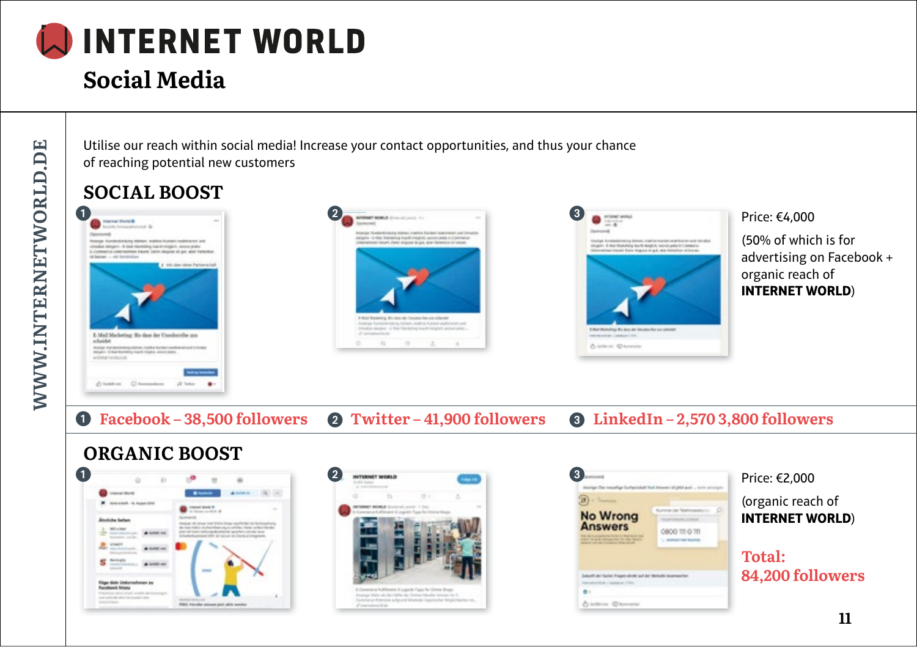# Social Media

Utilise our reach within social media! Increase your contact opportunities, and thus your chance of reaching potential new customers

## SOCIAL BOOST

Price: €4,000

(50% of which is for advertising on Facebook + organic reach of **INTERNET WORLD**)

1. Facebook – 38,500 followers
2. Twitter – 41,900 followers
3. LinkedIn – 2,570 3,800 followers

## ORGANIC BOOST

Price: €2,000

(organic reach of **INTERNET WORLD**)

**Total: 84,200 followers**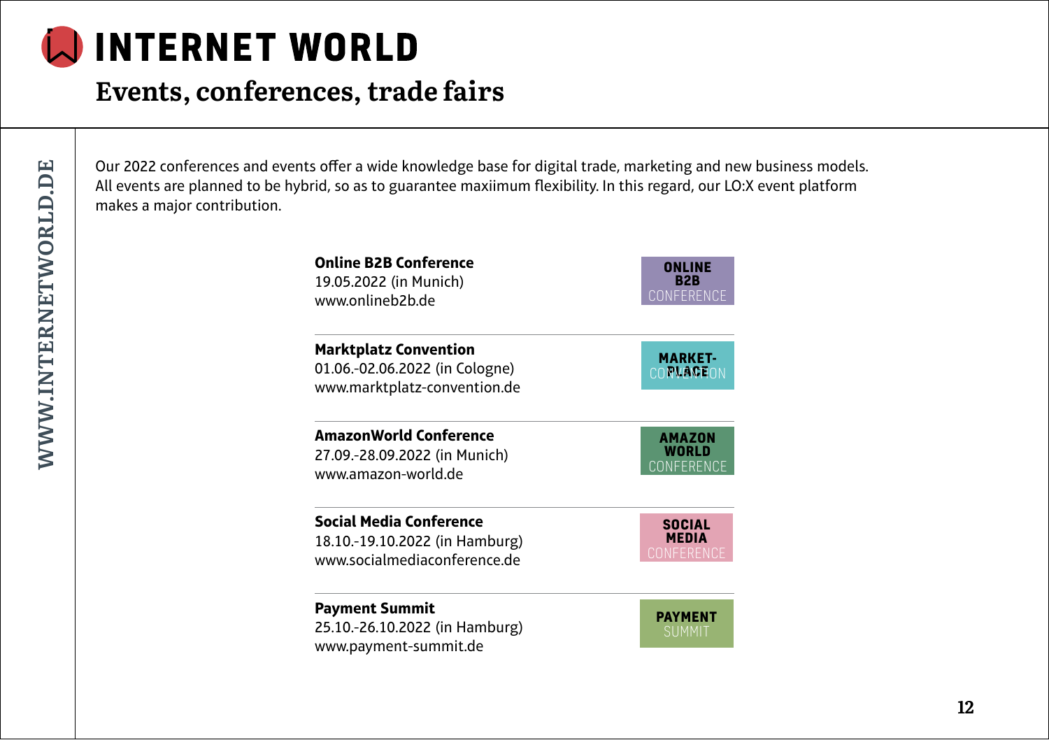# INTERNET WORLD

## Events, conferences, trade fairs

Our 2022 conferences and events offer a wide knowledge base for digital trade, marketing and new business models. All events are planned to be hybrid, so as to guarantee maxiimum flexibility. In this regard, our LO:X event platform makes a major contribution.

**Online B2B Conference**
19.05.2022 (in Munich)
www.onlineb2b.de

**Marktplatz Convention**
01.06.-02.06.2022 (in Cologne)
www.marktplatz-convention.de

**AmazonWorld Conference**
27.09.-28.09.2022 (in Munich)
www.amazon-world.de

**Social Media Conference**
18.10.-19.10.2022 (in Hamburg)
www.socialmediaconference.de

**Payment Summit**
25.10.-26.10.2022 (in Hamburg)
www.payment-summit.de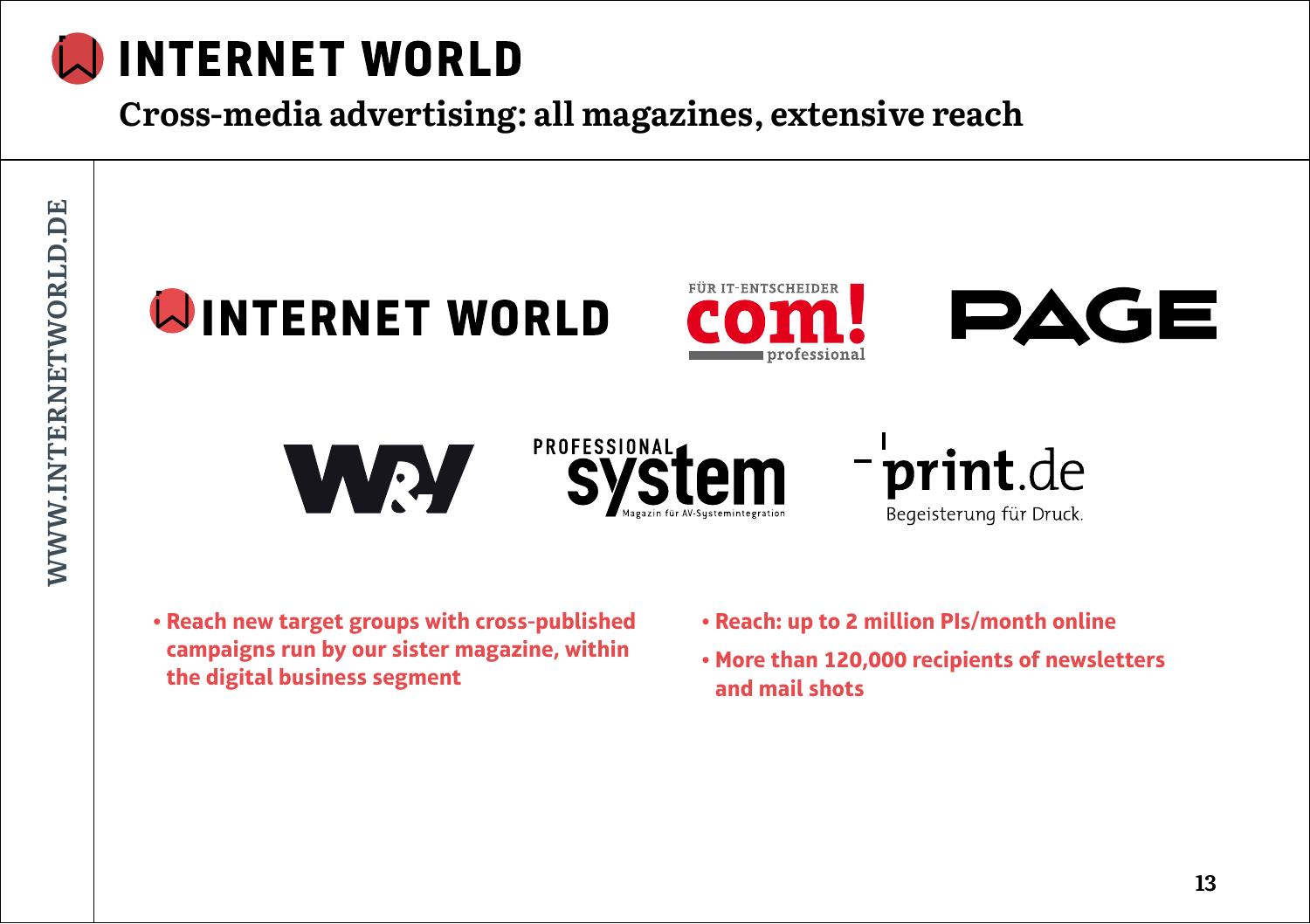# INTERNET WORLD

## Cross-media advertising: all magazines, extensive reach

INTERNET WORLD

FÜR IT-ENTSCHEIDER com! professional

PAGE

W&V

PROFESSIONAL system Magazin für AV-Systemintegration

print.de Begeisterung für Druck.

- **Reach new target groups with cross-published campaigns run by our sister magazine, within the digital business segment**
- **Reach: up to 2 million PIs/month online**
- **More than 120,000 recipients of newsletters and mail shots**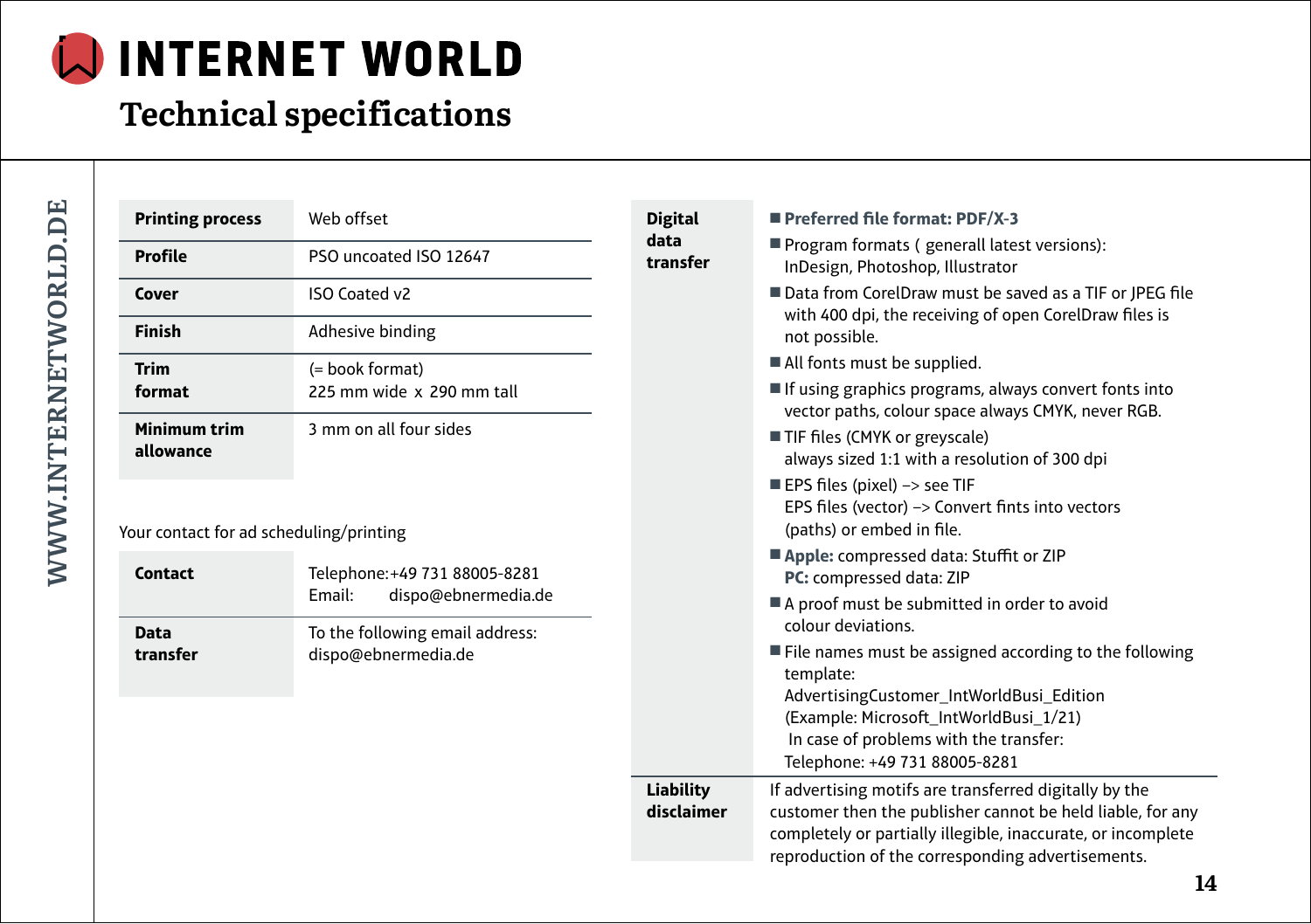# INTERNET WORLD

## Technical specifications

| Printing process | Web offset |
|---|---|
| Profile | PSO uncoated ISO 12647 |
| Cover | ISO Coated v2 |
| Finish | Adhesive binding |
| Trim format | (= book format) 225 mm wide x 290 mm tall |
| Minimum trim allowance | 3 mm on all four sides |

Your contact for ad scheduling/printing

| Contact | Telephone: +49 731 88005-8281<br>Email: dispo@ebnermedia.de |
|---|---|
| Data transfer | To the following email address: dispo@ebnermedia.de |

**Digital data transfer**

- **Preferred file format: PDF/X-3**
- Program formats ( generall latest versions): InDesign, Photoshop, Illustrator
- Data from CorelDraw must be saved as a TIF or JPEG file with 400 dpi, the receiving of open CorelDraw files is not possible.
- All fonts must be supplied.
- If using graphics programs, always convert fonts into vector paths, colour space always CMYK, never RGB.
- TIF files (CMYK or greyscale) always sized 1:1 with a resolution of 300 dpi
- EPS files (pixel) –> see TIF
  EPS files (vector) –> Convert fints into vectors (paths) or embed in file.
- **Apple:** compressed data: Stuffit or ZIP
  **PC:** compressed data: ZIP
- A proof must be submitted in order to avoid colour deviations.
- File names must be assigned according to the following template:
  AdvertisingCustomer_IntWorldBusi_Edition
  (Example: Microsoft_IntWorldBusi_1/21)
  In case of problems with the transfer:
  Telephone: +49 731 88005-8281

**Liability disclaimer**

If advertising motifs are transferred digitally by the customer then the publisher cannot be held liable, for any completely or partially illegible, inaccurate, or incomplete reproduction of the corresponding advertisements.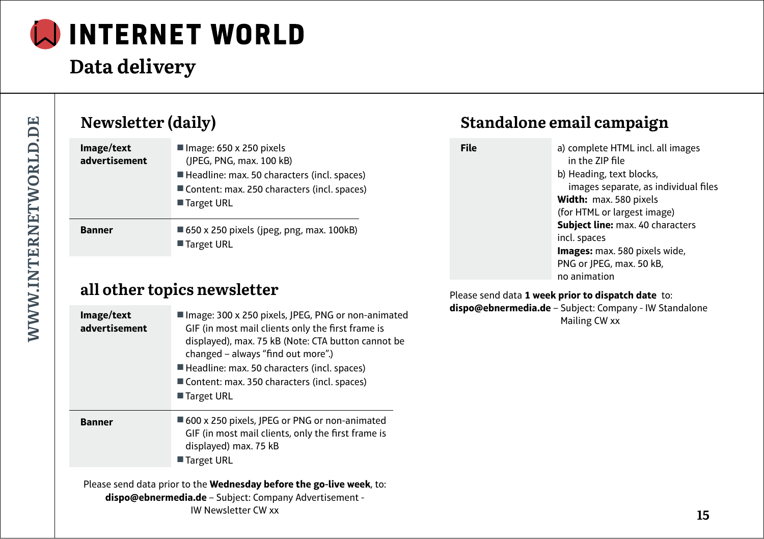# INTERNET WORLD

## Data delivery

WWW.INTERNETWORLD.DE

### Newsletter (daily)

| | |
|---|---|
| **Image/text advertisement** | ■ Image: 650 x 250 pixels (JPEG, PNG, max. 100 kB)<br>■ Headline: max. 50 characters (incl. spaces)<br>■ Content: max. 250 characters (incl. spaces)<br>■ Target URL |
| **Banner** | ■ 650 x 250 pixels (jpeg, png, max. 100kB)<br>■ Target URL |

### all other topics newsletter

| | |
|---|---|
| **Image/text advertisement** | ■ Image: 300 x 250 pixels, JPEG, PNG or non-animated GIF (in most mail clients only the first frame is displayed), max. 75 kB (Note: CTA button cannot be changed – always "find out more".)<br>■ Headline: max. 50 characters (incl. spaces)<br>■ Content: max. 350 characters (incl. spaces)<br>■ Target URL |
| **Banner** | ■ 600 x 250 pixels, JPEG or PNG or non-animated GIF (in most mail clients, only the first frame is displayed) max. 75 kB<br>■ Target URL |

Please send data prior to the **Wednesday before the go-live week**, to:
**dispo@ebnermedia.de** – Subject: Company Advertisement - IW Newsletter CW xx

### Standalone email campaign

| | |
|---|---|
| **File** | a) complete HTML incl. all images in the ZIP file<br>b) Heading, text blocks, images separate, as individual files<br>**Width:** max. 580 pixels (for HTML or largest image)<br>**Subject line:** max. 40 characters incl. spaces<br>**Images:** max. 580 pixels wide, PNG or JPEG, max. 50 kB, no animation |

Please send data **1 week prior to dispatch date** to:
**dispo@ebnermedia.de** – Subject: Company - IW Standalone Mailing CW xx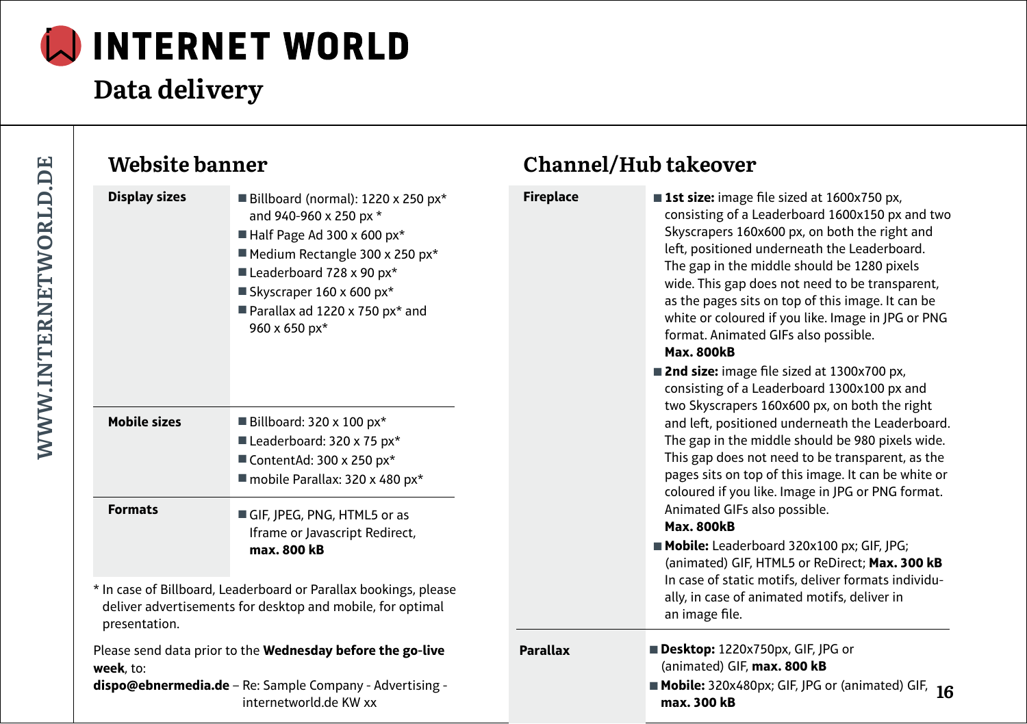# INTERNET WORLD

## Data delivery

WWW.INTERNETWORLD.DE

### Website banner

| | |
|---|---|
| **Display sizes** | ■ Billboard (normal): 1220 x 250 px* and 940-960 x 250 px * ■ Half Page Ad 300 x 600 px* ■ Medium Rectangle 300 x 250 px* ■ Leaderboard 728 x 90 px* ■ Skyscraper 160 x 600 px* ■ Parallax ad 1220 x 750 px* and 960 x 650 px* |
| **Mobile sizes** | ■ Billboard: 320 x 100 px* ■ Leaderboard: 320 x 75 px* ■ ContentAd: 300 x 250 px* ■ mobile Parallax: 320 x 480 px* |
| **Formats** | ■ GIF, JPEG, PNG, HTML5 or as Iframe or Javascript Redirect, **max. 800 kB** |

* In case of Billboard, Leaderboard or Parallax bookings, please deliver advertisements for desktop and mobile, for optimal presentation.

Please send data prior to the **Wednesday before the go-live week**, to:
**dispo@ebnermedia.de** – Re: Sample Company - Advertising - internetworld.de KW xx

### Channel/Hub takeover

| | |
|---|---|
| **Fireplace** | ■ **1st size:** image file sized at 1600x750 px, consisting of a Leaderboard 1600x150 px and two Skyscrapers 160x600 px, on both the right and left, positioned underneath the Leaderboard. The gap in the middle should be 1280 pixels wide. This gap does not need to be transparent, as the pages sits on top of this image. It can be white or coloured if you like. Image in JPG or PNG format. Animated GIFs also possible. **Max. 800kB** ■ **2nd size:** image file sized at 1300x700 px, consisting of a Leaderboard 1300x100 px and two Skyscrapers 160x600 px, on both the right and left, positioned underneath the Leaderboard. The gap in the middle should be 980 pixels wide. This gap does not need to be transparent, as the pages sits on top of this image. It can be white or coloured if you like. Image in JPG or PNG format. Animated GIFs also possible. **Max. 800kB** ■ **Mobile:** Leaderboard 320x100 px; GIF, JPG; (animated) GIF, HTML5 or ReDirect; **Max. 300 kB** In case of static motifs, deliver formats individually, in case of animated motifs, deliver in an image file. |
| **Parallax** | ■ **Desktop:** 1220x750px, GIF, JPG or (animated) GIF, **max. 800 kB** ■ **Mobile:** 320x480px; GIF, JPG or (animated) GIF, **max. 300 kB** |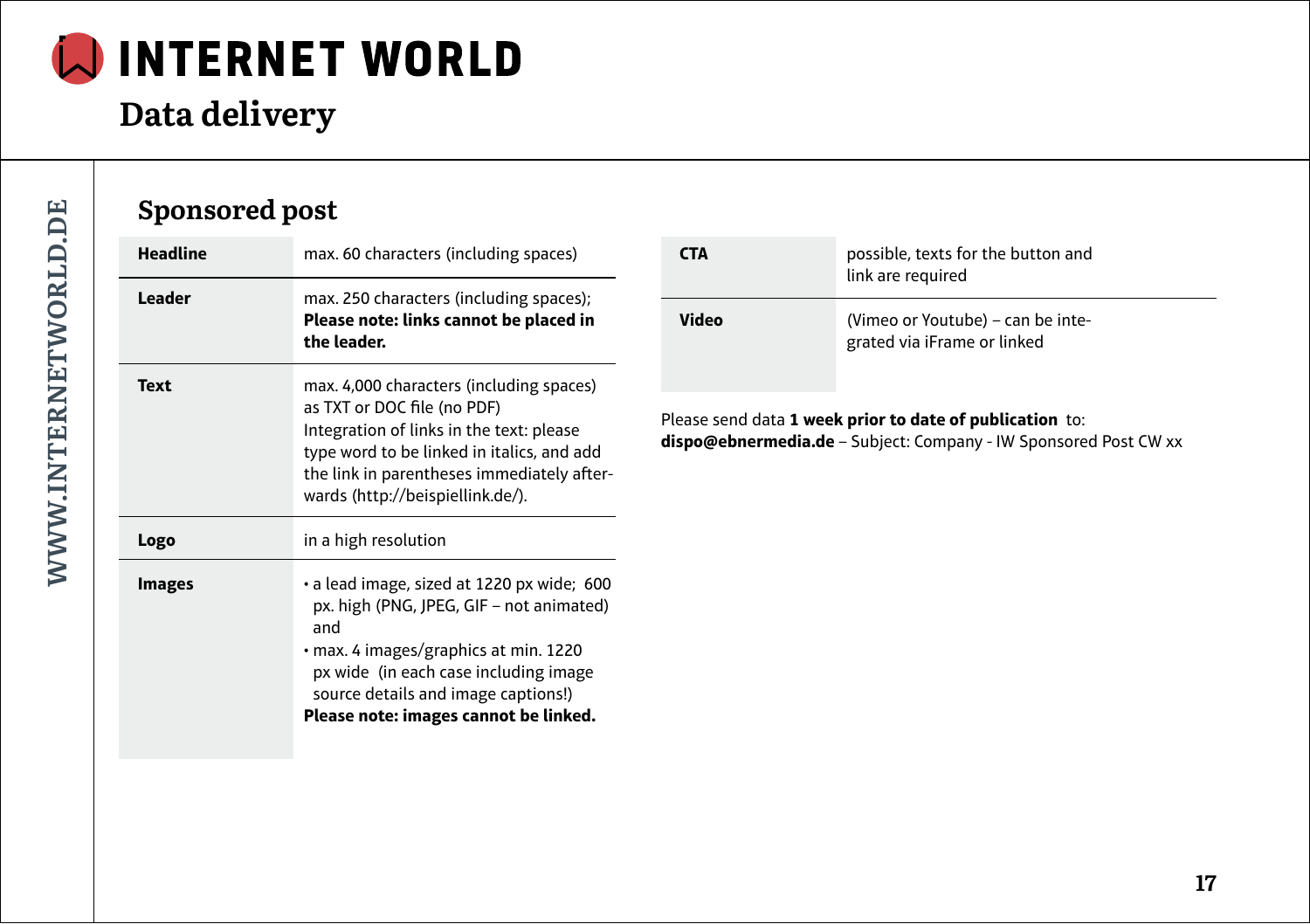# INTERNET WORLD

## Data delivery

### Sponsored post

| | |
|---|---|
| **Headline** | max. 60 characters (including spaces) |
| **Leader** | max. 250 characters (including spaces); **Please note: links cannot be placed in the leader.** |
| **Text** | max. 4,000 characters (including spaces) as TXT or DOC file (no PDF) Integration of links in the text: please type word to be linked in italics, and add the link in parentheses immediately afterwards (http://beispiellink.de/). |
| **Logo** | in a high resolution |
| **Images** | • a lead image, sized at 1220 px wide; 600 px. high (PNG, JPEG, GIF – not animated) and<br>• max. 4 images/graphics at min. 1220 px wide (in each case including image source details and image captions!)<br>**Please note: images cannot be linked.** |
| **CTA** | possible, texts for the button and link are required |
| **Video** | (Vimeo or Youtube) – can be integrated via iFrame or linked |

Please send data **1 week prior to date of publication** to:
**dispo@ebnermedia.de** – Subject: Company - IW Sponsored Post CW xx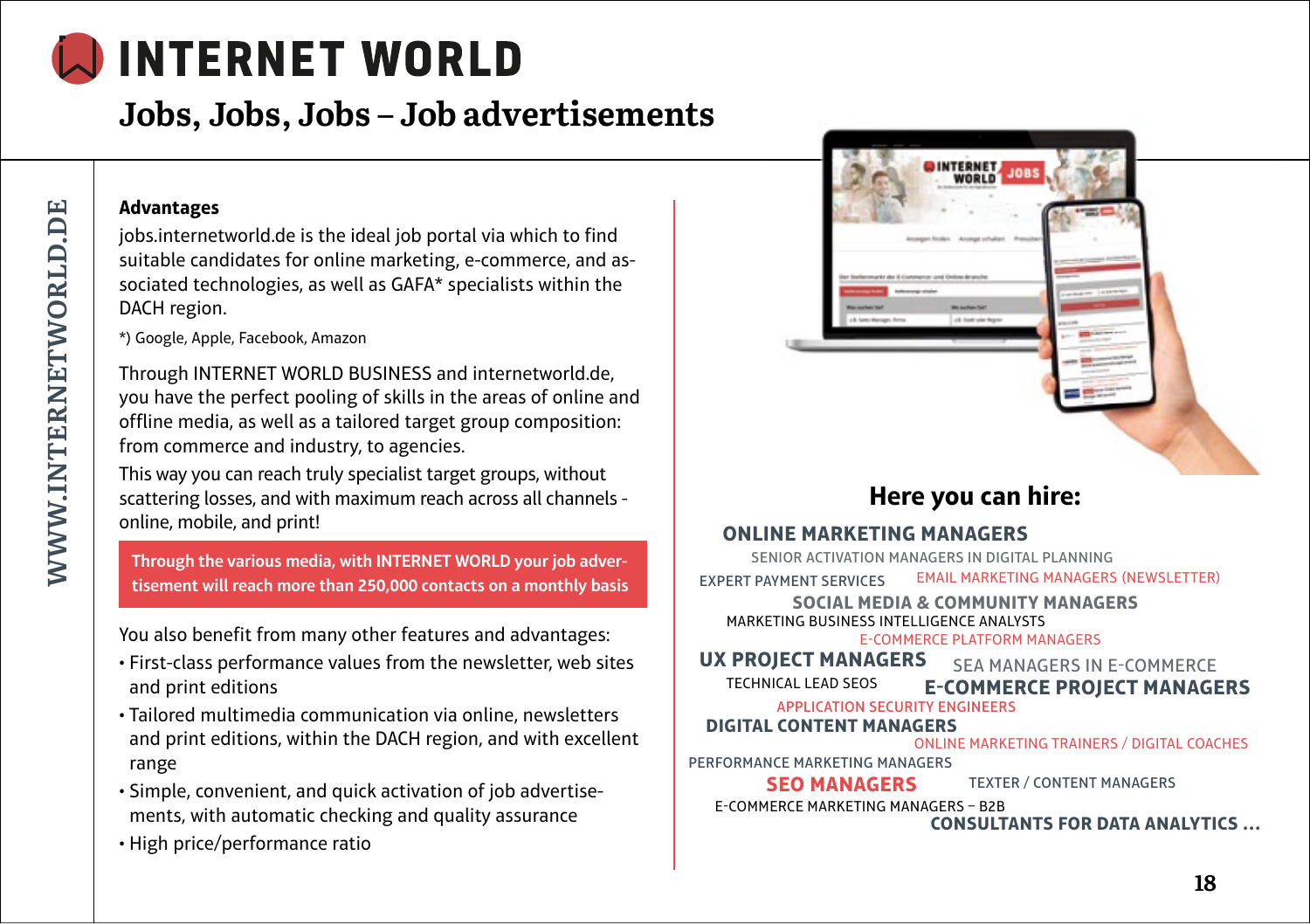# INTERNET WORLD

## Jobs, Jobs, Jobs – Job advertisements

### Advantages

jobs.internetworld.de is the ideal job portal via which to find suitable candidates for online marketing, e-commerce, and associated technologies, as well as GAFA* specialists within the DACH region.

*) Google, Apple, Facebook, Amazon

Through INTERNET WORLD BUSINESS and internetworld.de, you have the perfect pooling of skills in the areas of online and offline media, as well as a tailored target group composition: from commerce and industry, to agencies.

This way you can reach truly specialist target groups, without scattering losses, and with maximum reach across all channels - online, mobile, and print!

**Through the various media, with INTERNET WORLD your job advertisement will reach more than 250,000 contacts on a monthly basis**

You also benefit from many other features and advantages:

- First-class performance values from the newsletter, web sites and print editions
- Tailored multimedia communication via online, newsletters and print editions, within the DACH region, and with excellent range
- Simple, convenient, and quick activation of job advertisements, with automatic checking and quality assurance
- High price/performance ratio

### Here you can hire:

**ONLINE MARKETING MANAGERS**
SENIOR ACTIVATION MANAGERS IN DIGITAL PLANNING
EXPERT PAYMENT SERVICES
EMAIL MARKETING MANAGERS (NEWSLETTER)
**SOCIAL MEDIA & COMMUNITY MANAGERS**
MARKETING BUSINESS INTELLIGENCE ANALYSTS
E-COMMERCE PLATFORM MANAGERS
**UX PROJECT MANAGERS**
SEA MANAGERS IN E-COMMERCE
TECHNICAL LEAD SEOS
**E-COMMERCE PROJECT MANAGERS**
APPLICATION SECURITY ENGINEERS
**DIGITAL CONTENT MANAGERS**
ONLINE MARKETING TRAINERS / DIGITAL COACHES
PERFORMANCE MARKETING MANAGERS
**SEO MANAGERS**
TEXTER / CONTENT MANAGERS
E-COMMERCE MARKETING MANAGERS – B2B
**CONSULTANTS FOR DATA ANALYTICS ...**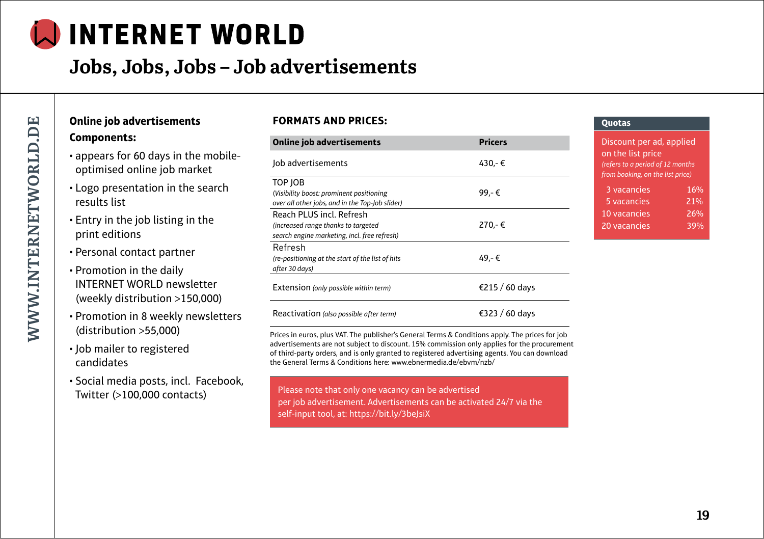# INTERNET WORLD

## Jobs, Jobs, Jobs – Job advertisements

WWW.INTERNETWORLD.DE

### Online job advertisements

**Components:**

- appears for 60 days in the mobile-optimised online job market
- Logo presentation in the search results list
- Entry in the job listing in the print editions
- Personal contact partner
- Promotion in the daily INTERNET WORLD newsletter (weekly distribution >150,000)
- Promotion in 8 weekly newsletters (distribution >55,000)
- Job mailer to registered candidates
- Social media posts, incl. Facebook, Twitter (>100,000 contacts)

### FORMATS AND PRICES:

| Online job advertisements | Pricers |
|---|---|
| Job advertisements | 430,- € |
| TOP JOB *(Visibility boost: prominent positioning over all other jobs, and in the Top-Job slider)* | 99,- € |
| Reach PLUS incl. Refresh *(increased range thanks to targeted search engine marketing, incl. free refresh)* | 270,- € |
| Refresh *(re-positioning at the start of the list of hits after 30 days)* | 49,- € |
| Extension *(only possible within term)* | €215 / 60 days |
| Reactivation *(also possible after term)* | €323 / 60 days |

Prices in euros, plus VAT. The publisher's General Terms & Conditions apply. The prices for job advertisements are not subject to discount. 15% commission only applies for the procurement of third-party orders, and is only granted to registered advertising agents. You can download the General Terms & Conditions here: www.ebnermedia.de/ebvm/nzb/

Please note that only one vacancy can be advertised per job advertisement. Advertisements can be activated 24/7 via the self-input tool, at: https://bit.ly/3beJsiX

### Quotas

Discount per ad, applied on the list price
*(refers to a period of 12 months from booking, on the list price)*

| Vacancies | Discount |
|---|---|
| 3 vacancies | 16% |
| 5 vacancies | 21% |
| 10 vacancies | 26% |
| 20 vacancies | 39% |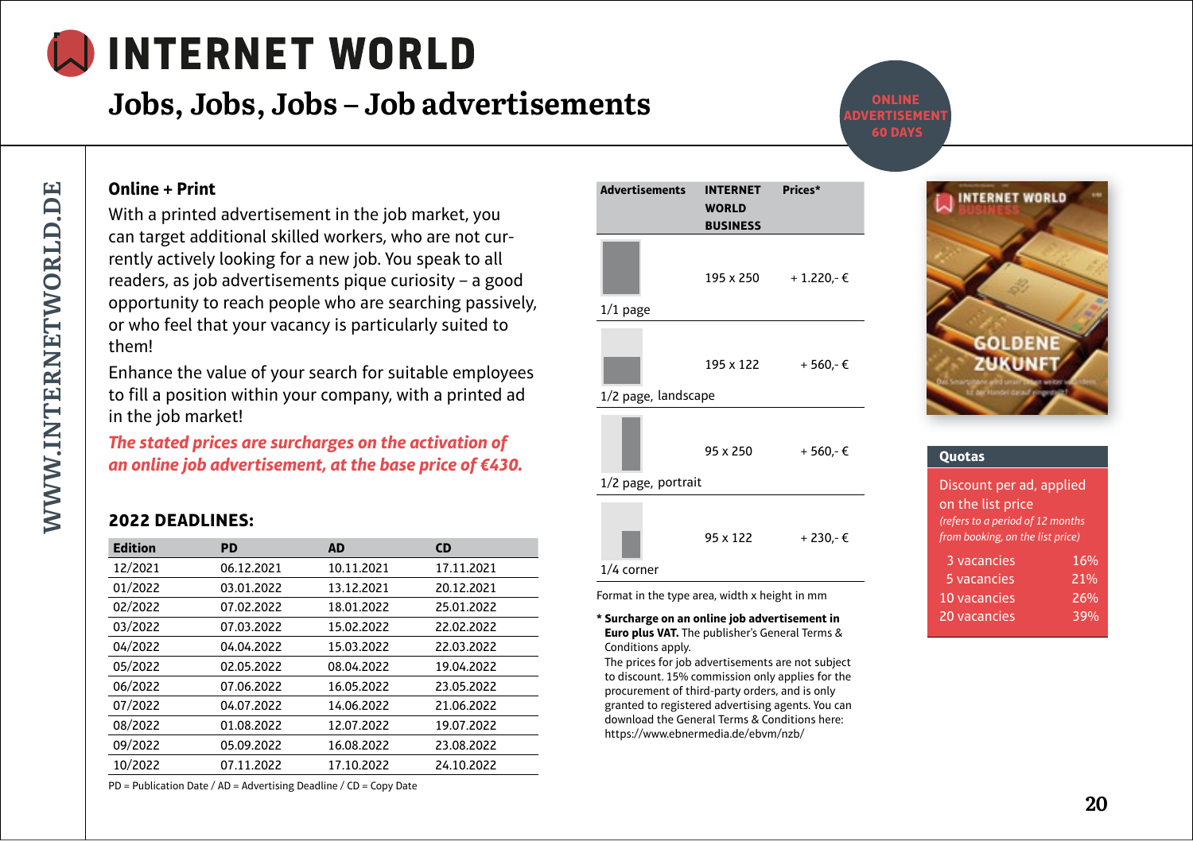# INTERNET WORLD

## Jobs, Jobs, Jobs – Job advertisements

ONLINE ADVERTISEMENT 60 DAYS

WWW.INTERNETWORLD.DE

### Online + Print

With a printed advertisement in the job market, you can target additional skilled workers, who are not currently actively looking for a new job. You speak to all readers, as job advertisements pique curiosity – a good opportunity to reach people who are searching passively, or who feel that your vacancy is particularly suited to them!

Enhance the value of your search for suitable employees to fill a position within your company, with a printed ad in the job market!

***The stated prices are surcharges on the activation of an online job advertisement, at the base price of €430.***

### 2022 DEADLINES:

| Edition | PD | AD | CD |
|---|---|---|---|
| 12/2021 | 06.12.2021 | 10.11.2021 | 17.11.2021 |
| 01/2022 | 03.01.2022 | 13.12.2021 | 20.12.2021 |
| 02/2022 | 07.02.2022 | 18.01.2022 | 25.01.2022 |
| 03/2022 | 07.03.2022 | 15.02.2022 | 22.02.2022 |
| 04/2022 | 04.04.2022 | 15.03.2022 | 22.03.2022 |
| 05/2022 | 02.05.2022 | 08.04.2022 | 19.04.2022 |
| 06/2022 | 07.06.2022 | 16.05.2022 | 23.05.2022 |
| 07/2022 | 04.07.2022 | 14.06.2022 | 21.06.2022 |
| 08/2022 | 01.08.2022 | 12.07.2022 | 19.07.2022 |
| 09/2022 | 05.09.2022 | 16.08.2022 | 23.08.2022 |
| 10/2022 | 07.11.2022 | 17.10.2022 | 24.10.2022 |

PD = Publication Date / AD = Advertising Deadline / CD = Copy Date

| Advertisements | INTERNET WORLD BUSINESS | Prices* |
|---|---|---|
| 1/1 page | 195 x 250 | + 1.220,- € |
| 1/2 page, landscape | 195 x 122 | + 560,- € |
| 1/2 page, portrait | 95 x 250 | + 560,- € |
| 1/4 corner | 95 x 122 | + 230,- € |

Format in the type area, width x height in mm

**\* Surcharge on an online job advertisement in Euro plus VAT.** The publisher's General Terms & Conditions apply.
The prices for job advertisements are not subject to discount. 15% commission only applies for the procurement of third-party orders, and is only granted to registered advertising agents. You can download the General Terms & Conditions here: https://www.ebnermedia.de/ebvm/nzb/

**Quotas**

Discount per ad, applied on the list price
*(refers to a period of 12 months from booking, on the list price)*

| Vacancies | Discount |
|---|---|
| 3 vacancies | 16% |
| 5 vacancies | 21% |
| 10 vacancies | 26% |
| 20 vacancies | 39% |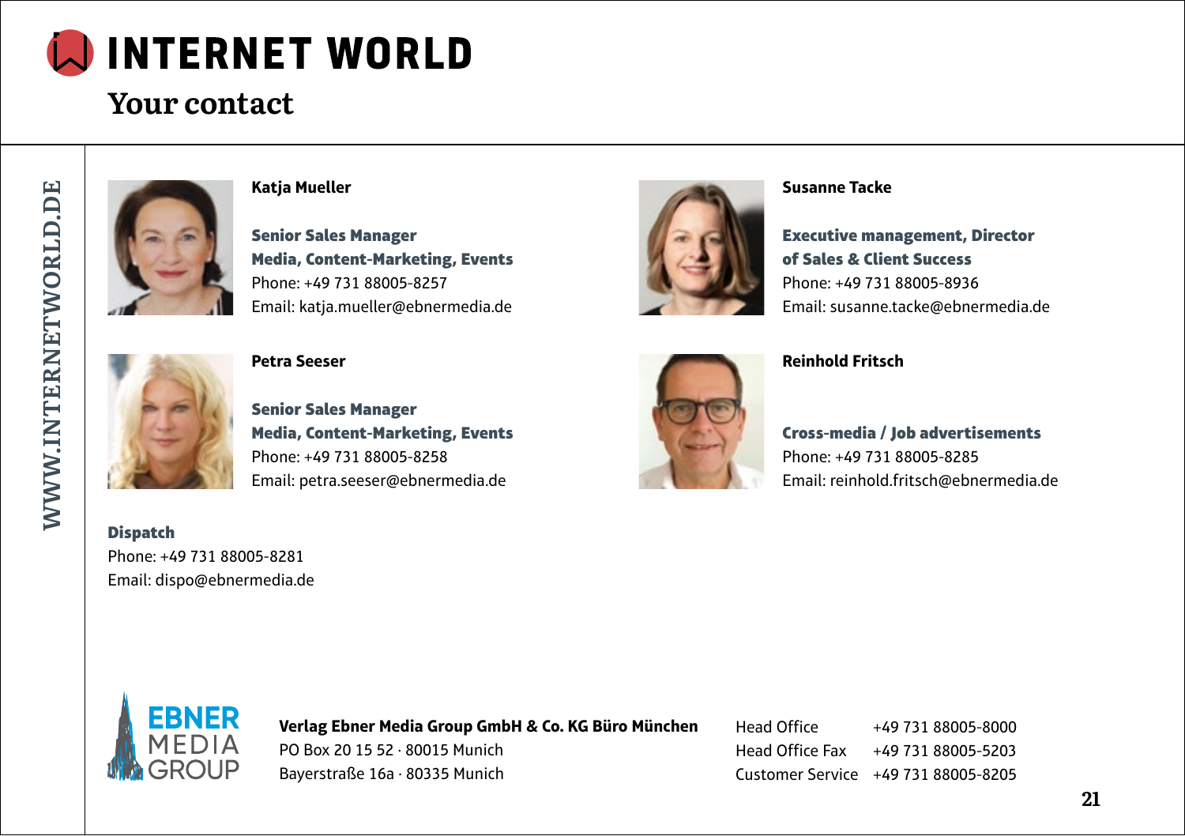# INTERNET WORLD

## Your contact

WWW.INTERNETWORLD.DE

**Katja Mueller**

**Senior Sales Manager**
**Media, Content-Marketing, Events**
Phone: +49 731 88005-8257
Email: katja.mueller@ebnermedia.de

**Petra Seeser**

**Senior Sales Manager**
**Media, Content-Marketing, Events**
Phone: +49 731 88005-8258
Email: petra.seeser@ebnermedia.de

**Susanne Tacke**

**Executive management, Director of Sales & Client Success**
Phone: +49 731 88005-8936
Email: susanne.tacke@ebnermedia.de

**Reinhold Fritsch**

**Cross-media / Job advertisements**
Phone: +49 731 88005-8285
Email: reinhold.fritsch@ebnermedia.de

**Dispatch**
Phone: +49 731 88005-8281
Email: dispo@ebnermedia.de

EBNER MEDIA GROUP

**Verlag Ebner Media Group GmbH & Co. KG Büro München**
PO Box 20 15 52 · 80015 Munich
Bayerstraße 16a · 80335 Munich

| | |
|---|---|
| Head Office | +49 731 88005-8000 |
| Head Office Fax | +49 731 88005-5203 |
| Customer Service | +49 731 88005-8205 |